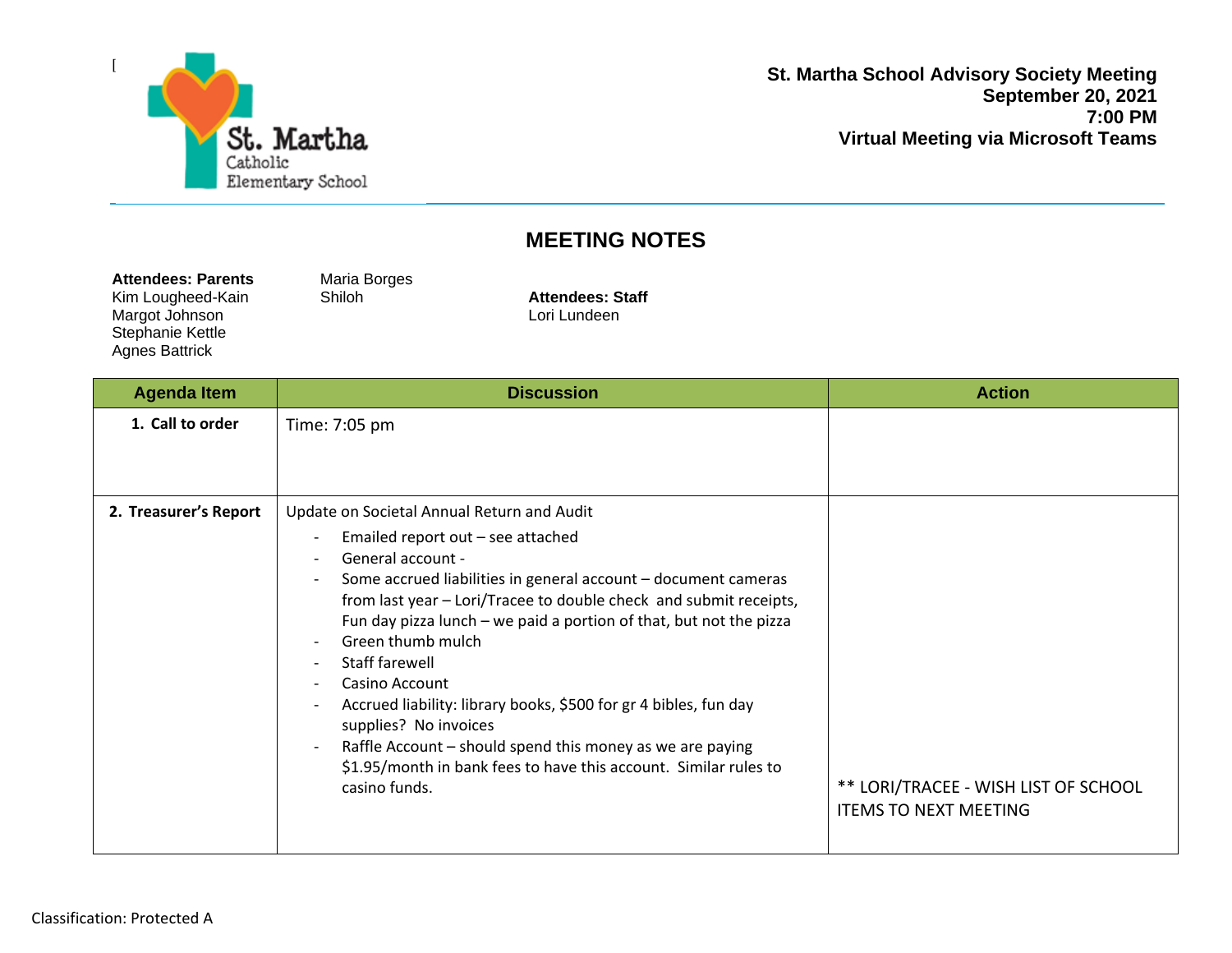[

St. Martha Catholic Elementary School

**St. Martha School Advisory Society Meeting**
**September 20, 2021**
**7:00 PM**
**Virtual Meeting via Microsoft Teams**

## MEETING NOTES

**Attendees: Parents**
Kim Lougheed-Kain
Margot Johnson
Stephanie Kettle
Agnes Battrick
Maria Borges
Shiloh

**Attendees: Staff**
Lori Lundeen

| Agenda Item | Discussion | Action |
|---|---|---|
| **1. Call to order** | Time: 7:05 pm | |
| **2. Treasurer's Report** | Update on Societal Annual Return and Audit<br>- Emailed report out – see attached<br>- General account -<br>- Some accrued liabilities in general account – document cameras from last year – Lori/Tracee to double check and submit receipts, Fun day pizza lunch – we paid a portion of that, but not the pizza<br>- Green thumb mulch<br>- Staff farewell<br>- Casino Account<br>- Accrued liability: library books, $500 for gr 4 bibles, fun day supplies? No invoices<br>- Raffle Account – should spend this money as we are paying $1.95/month in bank fees to have this account. Similar rules to casino funds. | ** LORI/TRACEE - WISH LIST OF SCHOOL ITEMS TO NEXT MEETING |

Classification: Protected A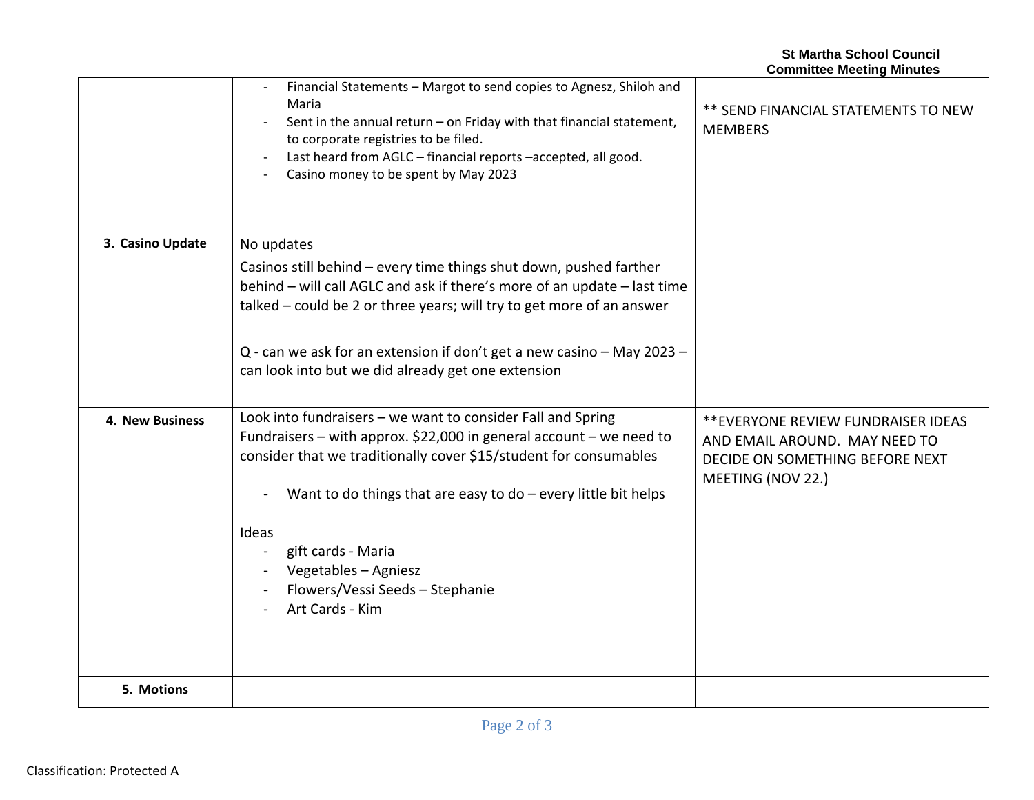| | | |
|---|---|---|
| | - Financial Statements – Margot to send copies to Agnesz, Shiloh and Maria<br>- Sent in the annual return – on Friday with that financial statement, to corporate registries to be filed.<br>- Last heard from AGLC – financial reports –accepted, all good.<br>- Casino money to be spent by May 2023 | ** SEND FINANCIAL STATEMENTS TO NEW MEMBERS |
| **3. Casino Update** | No updates<br><br>Casinos still behind – every time things shut down, pushed farther behind – will call AGLC and ask if there's more of an update – last time talked – could be 2 or three years; will try to get more of an answer<br><br>Q - can we ask for an extension if don't get a new casino – May 2023 – can look into but we did already get one extension | |
| **4. New Business** | Look into fundraisers – we want to consider Fall and Spring Fundraisers – with approx. $22,000 in general account – we need to consider that we traditionally cover $15/student for consumables<br><br>- Want to do things that are easy to do – every little bit helps<br><br>Ideas<br>- gift cards - Maria<br>- Vegetables – Agniesz<br>- Flowers/Vessi Seeds – Stephanie<br>- Art Cards - Kim | **EVERYONE REVIEW FUNDRAISER IDEAS AND EMAIL AROUND. MAY NEED TO DECIDE ON SOMETHING BEFORE NEXT MEETING (NOV 22.) |
| **5. Motions** | | |

Classification: Protected A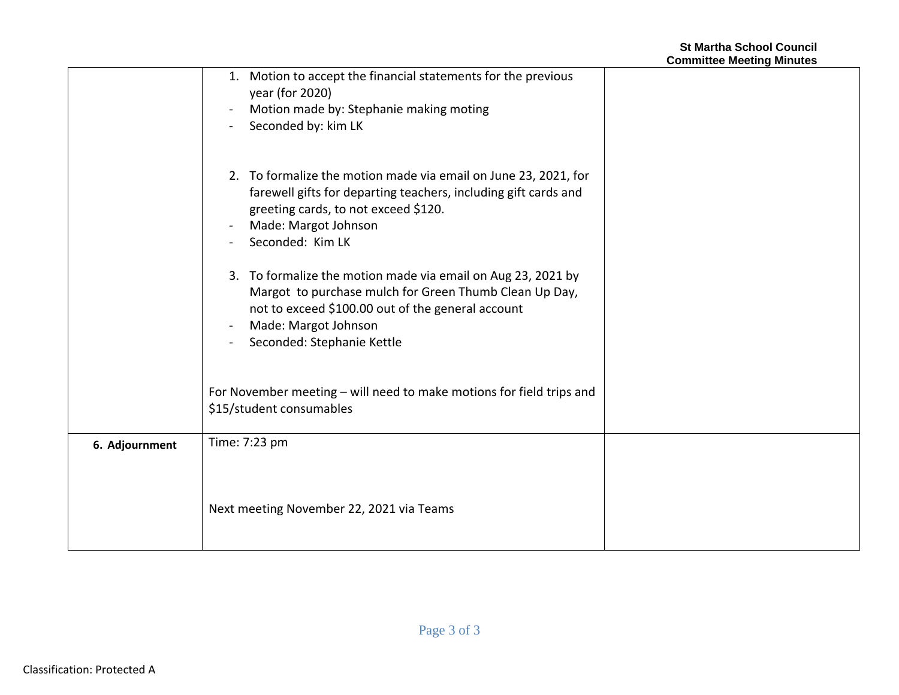| | | |
|---|---|---|
| | 1. Motion to accept the financial statements for the previous year (for 2020)<br>- Motion made by: Stephanie making moting<br>- Seconded by: kim LK<br><br>2. To formalize the motion made via email on June 23, 2021, for farewell gifts for departing teachers, including gift cards and greeting cards, to not exceed $120.<br>- Made: Margot Johnson<br>- Seconded: Kim LK<br><br>3. To formalize the motion made via email on Aug 23, 2021 by Margot to purchase mulch for Green Thumb Clean Up Day, not to exceed $100.00 out of the general account<br>- Made: Margot Johnson<br>- Seconded: Stephanie Kettle<br><br>For November meeting – will need to make motions for field trips and $15/student consumables | |
| **6. Adjournment** | Time: 7:23 pm<br><br>Next meeting November 22, 2021 via Teams | |

Classification: Protected A